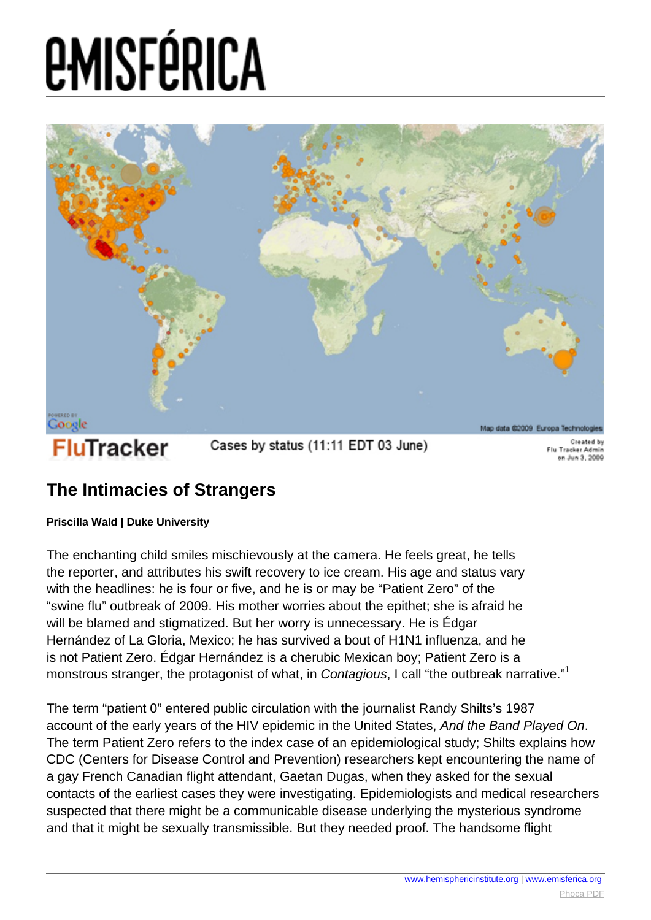# The Intimacies of Strangers

**Priscilla Wald | Duke University**

The enchanting child smiles mischievously at the camera. He feels great, he tells the reporter, and attributes his swift recovery to ice cream. His age and status vary with the headlines: he is four or five, and he is or may be "Patient Zero" of the "swine flu" outbreak of 2009. His mother worries about the epithet; she is afraid he will be blamed and stigmatized. But her worry is unnecessary. He is Édgar Hernández of La Gloria, Mexico; he has survived a bout of H1N1 influenza, and he is not Patient Zero. Édgar Hernández is a cherubic Mexican boy; Patient Zero is a monstrous stranger, the protagonist of what, in *Contagious*, I call "the outbreak narrative."[1]

The term "patient 0" entered public circulation with the journalist Randy Shilts's 1987 account of the early years of the HIV epidemic in the United States, *And the Band Played On*. The term Patient Zero refers to the index case of an epidemiological study; Shilts explains how CDC (Centers for Disease Control and Prevention) researchers kept encountering the name of a gay French Canadian flight attendant, Gaetan Dugas, when they asked for the sexual contacts of the earliest cases they were investigating. Epidemiologists and medical researchers suspected that there might be a communicable disease underlying the mysterious syndrome and that it might be sexually transmissible. But they needed proof. The handsome flight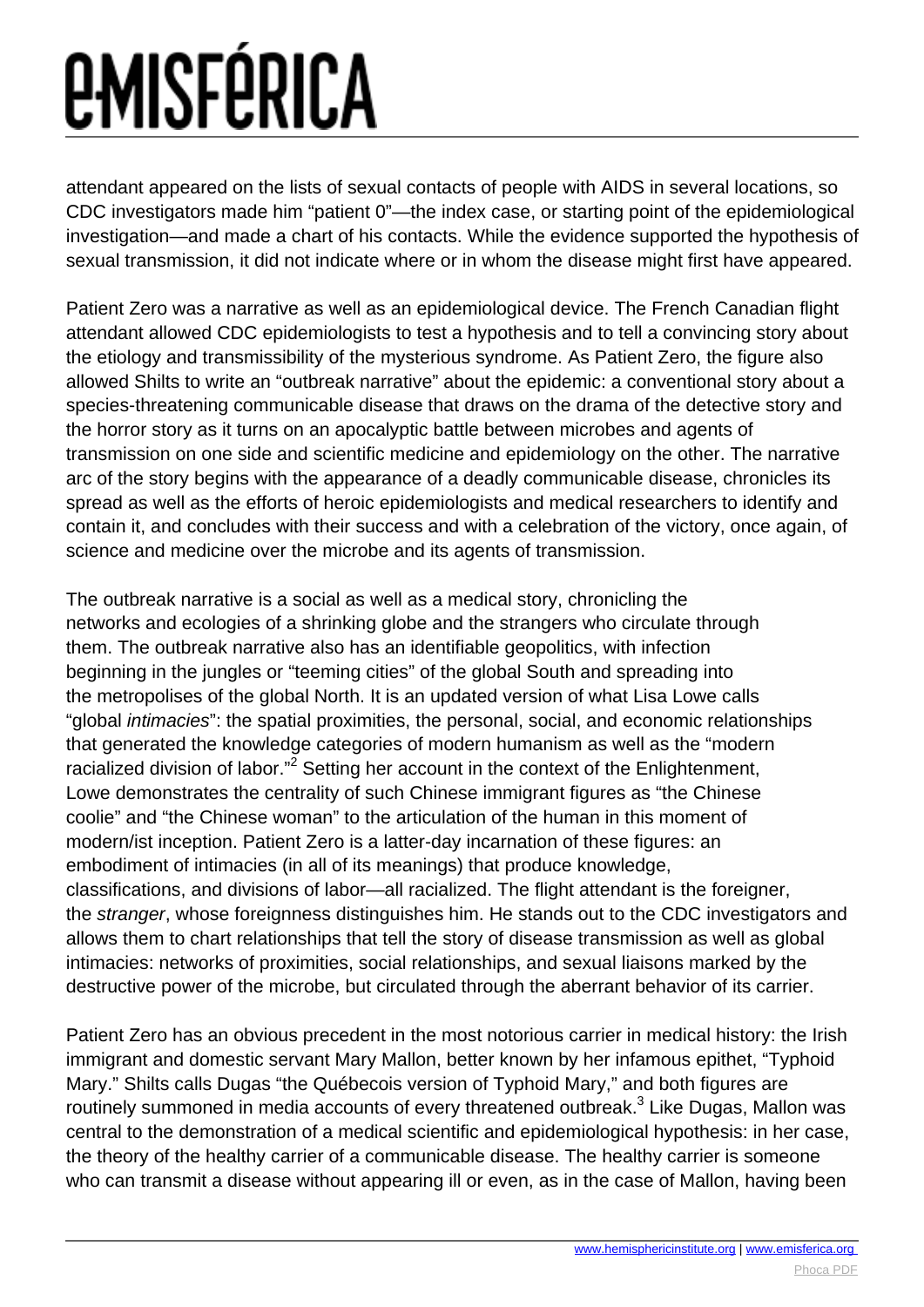attendant appeared on the lists of sexual contacts of people with AIDS in several locations, so CDC investigators made him "patient 0"—the index case, or starting point of the epidemiological investigation—and made a chart of his contacts. While the evidence supported the hypothesis of sexual transmission, it did not indicate where or in whom the disease might first have appeared.

Patient Zero was a narrative as well as an epidemiological device. The French Canadian flight attendant allowed CDC epidemiologists to test a hypothesis and to tell a convincing story about the etiology and transmissibility of the mysterious syndrome. As Patient Zero, the figure also allowed Shilts to write an "outbreak narrative" about the epidemic: a conventional story about a species-threatening communicable disease that draws on the drama of the detective story and the horror story as it turns on an apocalyptic battle between microbes and agents of transmission on one side and scientific medicine and epidemiology on the other. The narrative arc of the story begins with the appearance of a deadly communicable disease, chronicles its spread as well as the efforts of heroic epidemiologists and medical researchers to identify and contain it, and concludes with their success and with a celebration of the victory, once again, of science and medicine over the microbe and its agents of transmission.

The outbreak narrative is a social as well as a medical story, chronicling the networks and ecologies of a shrinking globe and the strangers who circulate through them. The outbreak narrative also has an identifiable geopolitics, with infection beginning in the jungles or "teeming cities" of the global South and spreading into the metropolises of the global North. It is an updated version of what Lisa Lowe calls "global *intimacies*": the spatial proximities, the personal, social, and economic relationships that generated the knowledge categories of modern humanism as well as the "modern racialized division of labor."[2] Setting her account in the context of the Enlightenment, Lowe demonstrates the centrality of such Chinese immigrant figures as "the Chinese coolie" and "the Chinese woman" to the articulation of the human in this moment of modern/ist inception. Patient Zero is a latter-day incarnation of these figures: an embodiment of intimacies (in all of its meanings) that produce knowledge, classifications, and divisions of labor—all racialized. The flight attendant is the foreigner, the *stranger*, whose foreignness distinguishes him. He stands out to the CDC investigators and allows them to chart relationships that tell the story of disease transmission as well as global intimacies: networks of proximities, social relationships, and sexual liaisons marked by the destructive power of the microbe, but circulated through the aberrant behavior of its carrier.

Patient Zero has an obvious precedent in the most notorious carrier in medical history: the Irish immigrant and domestic servant Mary Mallon, better known by her infamous epithet, "Typhoid Mary." Shilts calls Dugas "the Québecois version of Typhoid Mary," and both figures are routinely summoned in media accounts of every threatened outbreak.[3] Like Dugas, Mallon was central to the demonstration of a medical scientific and epidemiological hypothesis: in her case, the theory of the healthy carrier of a communicable disease. The healthy carrier is someone who can transmit a disease without appearing ill or even, as in the case of Mallon, having been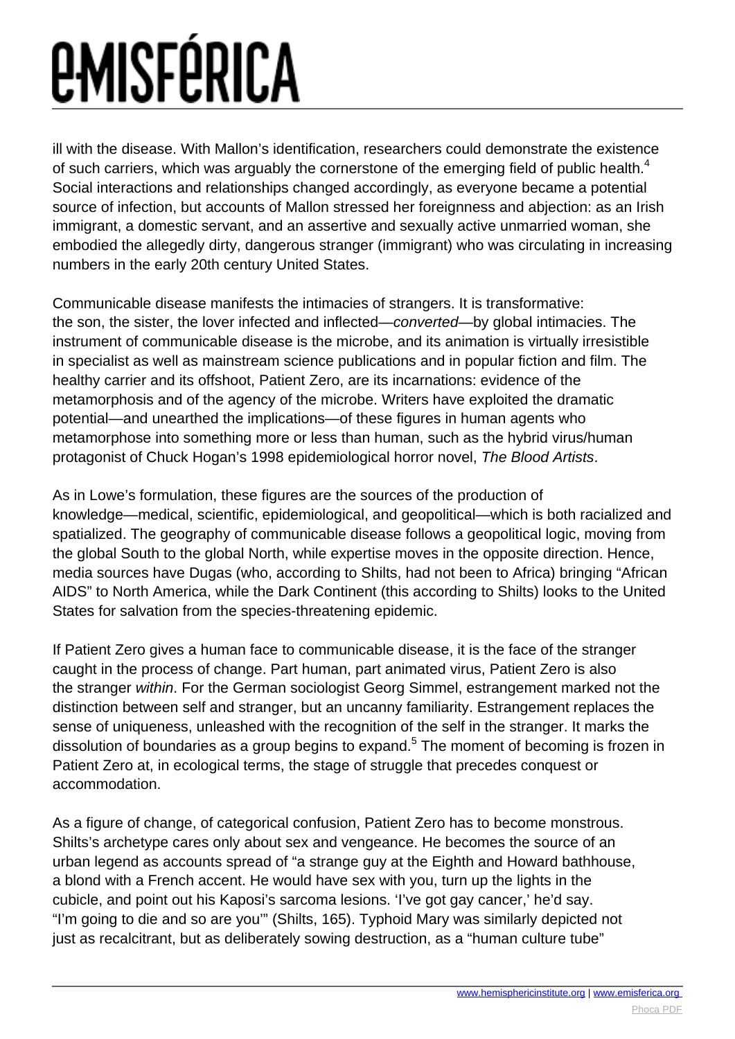ill with the disease. With Mallon's identification, researchers could demonstrate the existence of such carriers, which was arguably the cornerstone of the emerging field of public health.[4] Social interactions and relationships changed accordingly, as everyone became a potential source of infection, but accounts of Mallon stressed her foreignness and abjection: as an Irish immigrant, a domestic servant, and an assertive and sexually active unmarried woman, she embodied the allegedly dirty, dangerous stranger (immigrant) who was circulating in increasing numbers in the early 20th century United States.

Communicable disease manifests the intimacies of strangers. It is transformative: the son, the sister, the lover infected and inflected—*converted*—by global intimacies. The instrument of communicable disease is the microbe, and its animation is virtually irresistible in specialist as well as mainstream science publications and in popular fiction and film. The healthy carrier and its offshoot, Patient Zero, are its incarnations: evidence of the metamorphosis and of the agency of the microbe. Writers have exploited the dramatic potential—and unearthed the implications—of these figures in human agents who metamorphose into something more or less than human, such as the hybrid virus/human protagonist of Chuck Hogan's 1998 epidemiological horror novel, *The Blood Artists*.

As in Lowe's formulation, these figures are the sources of the production of knowledge—medical, scientific, epidemiological, and geopolitical—which is both racialized and spatialized. The geography of communicable disease follows a geopolitical logic, moving from the global South to the global North, while expertise moves in the opposite direction. Hence, media sources have Dugas (who, according to Shilts, had not been to Africa) bringing "African AIDS" to North America, while the Dark Continent (this according to Shilts) looks to the United States for salvation from the species-threatening epidemic.

If Patient Zero gives a human face to communicable disease, it is the face of the stranger caught in the process of change. Part human, part animated virus, Patient Zero is also the stranger *within*. For the German sociologist Georg Simmel, estrangement marked not the distinction between self and stranger, but an uncanny familiarity. Estrangement replaces the sense of uniqueness, unleashed with the recognition of the self in the stranger. It marks the dissolution of boundaries as a group begins to expand.[5] The moment of becoming is frozen in Patient Zero at, in ecological terms, the stage of struggle that precedes conquest or accommodation.

As a figure of change, of categorical confusion, Patient Zero has to become monstrous. Shilts's archetype cares only about sex and vengeance. He becomes the source of an urban legend as accounts spread of "a strange guy at the Eighth and Howard bathhouse, a blond with a French accent. He would have sex with you, turn up the lights in the cubicle, and point out his Kaposi's sarcoma lesions. 'I've got gay cancer,' he'd say. "I'm going to die and so are you'" (Shilts, 165). Typhoid Mary was similarly depicted not just as recalcitrant, but as deliberately sowing destruction, as a "human culture tube"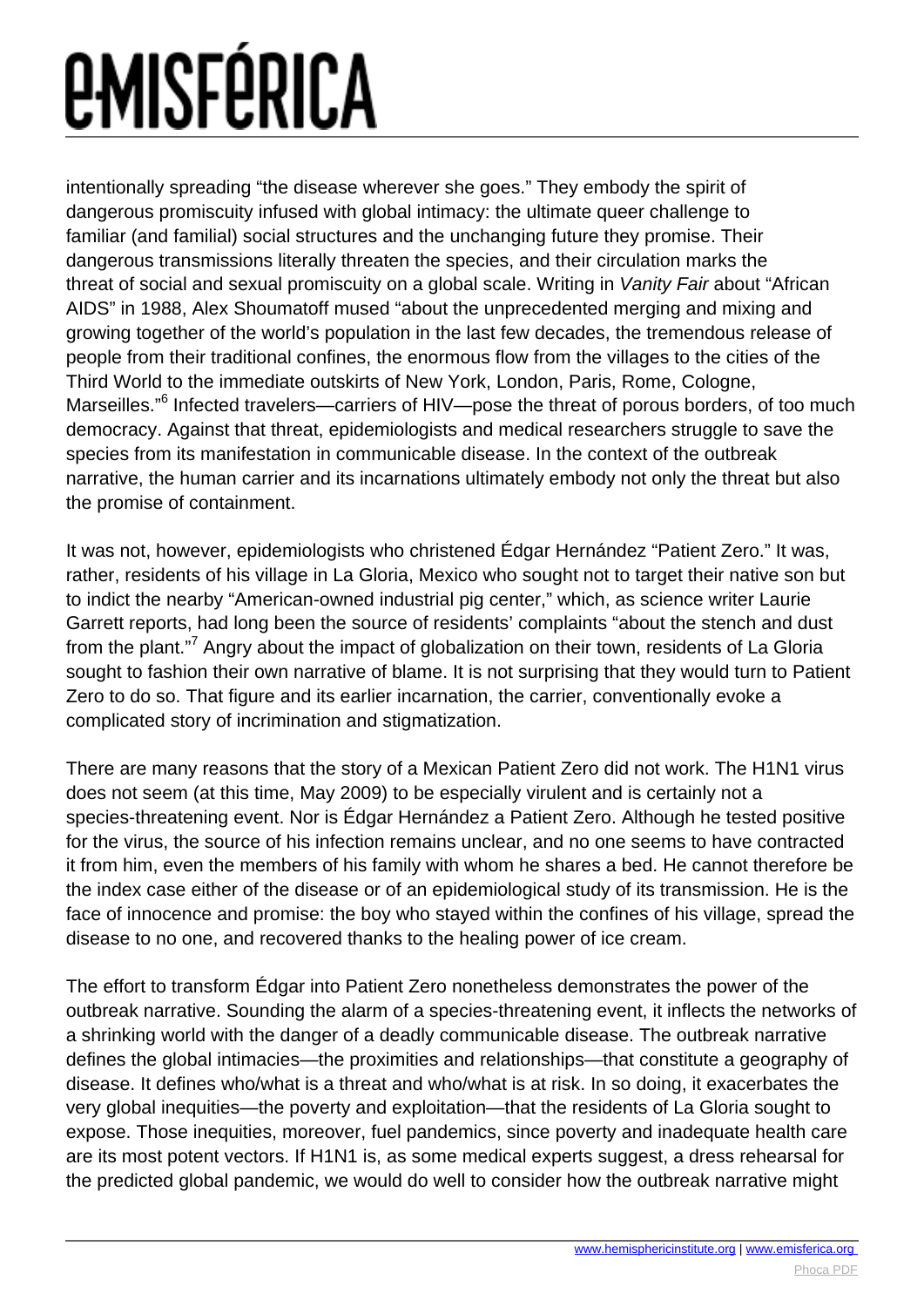intentionally spreading "the disease wherever she goes." They embody the spirit of dangerous promiscuity infused with global intimacy: the ultimate queer challenge to familiar (and familial) social structures and the unchanging future they promise. Their dangerous transmissions literally threaten the species, and their circulation marks the threat of social and sexual promiscuity on a global scale. Writing in *Vanity Fair* about "African AIDS" in 1988, Alex Shoumatoff mused "about the unprecedented merging and mixing and growing together of the world's population in the last few decades, the tremendous release of people from their traditional confines, the enormous flow from the villages to the cities of the Third World to the immediate outskirts of New York, London, Paris, Rome, Cologne, Marseilles."[6] Infected travelers—carriers of HIV—pose the threat of porous borders, of too much democracy. Against that threat, epidemiologists and medical researchers struggle to save the species from its manifestation in communicable disease. In the context of the outbreak narrative, the human carrier and its incarnations ultimately embody not only the threat but also the promise of containment.

It was not, however, epidemiologists who christened Édgar Hernández "Patient Zero." It was, rather, residents of his village in La Gloria, Mexico who sought not to target their native son but to indict the nearby "American-owned industrial pig center," which, as science writer Laurie Garrett reports, had long been the source of residents' complaints "about the stench and dust from the plant."[7] Angry about the impact of globalization on their town, residents of La Gloria sought to fashion their own narrative of blame. It is not surprising that they would turn to Patient Zero to do so. That figure and its earlier incarnation, the carrier, conventionally evoke a complicated story of incrimination and stigmatization.

There are many reasons that the story of a Mexican Patient Zero did not work. The H1N1 virus does not seem (at this time, May 2009) to be especially virulent and is certainly not a species-threatening event. Nor is Édgar Hernández a Patient Zero. Although he tested positive for the virus, the source of his infection remains unclear, and no one seems to have contracted it from him, even the members of his family with whom he shares a bed. He cannot therefore be the index case either of the disease or of an epidemiological study of its transmission. He is the face of innocence and promise: the boy who stayed within the confines of his village, spread the disease to no one, and recovered thanks to the healing power of ice cream.

The effort to transform Édgar into Patient Zero nonetheless demonstrates the power of the outbreak narrative. Sounding the alarm of a species-threatening event, it inflects the networks of a shrinking world with the danger of a deadly communicable disease. The outbreak narrative defines the global intimacies—the proximities and relationships—that constitute a geography of disease. It defines who/what is a threat and who/what is at risk. In so doing, it exacerbates the very global inequities—the poverty and exploitation—that the residents of La Gloria sought to expose. Those inequities, moreover, fuel pandemics, since poverty and inadequate health care are its most potent vectors. If H1N1 is, as some medical experts suggest, a dress rehearsal for the predicted global pandemic, we would do well to consider how the outbreak narrative might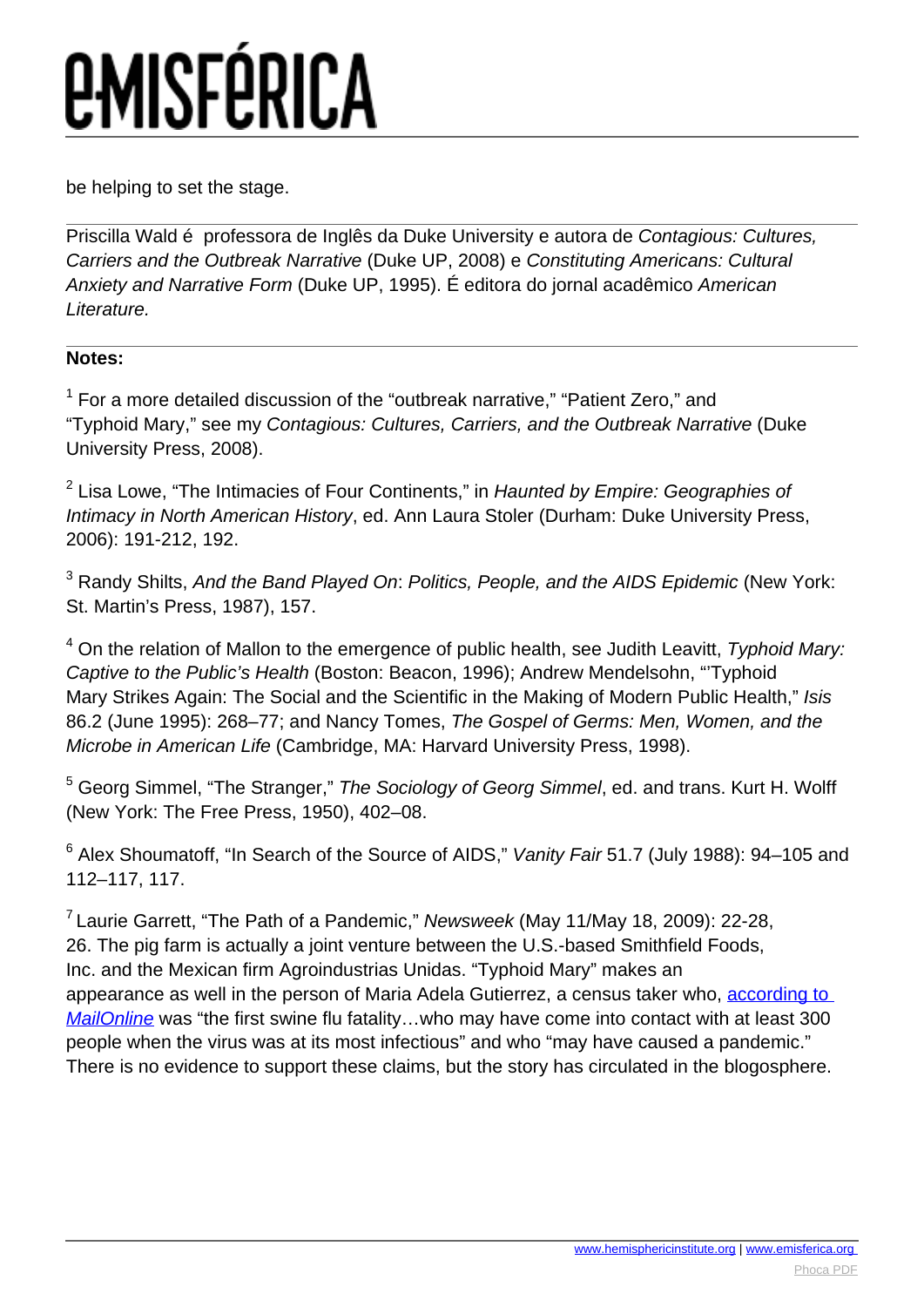be helping to set the stage.

---

Priscilla Wald é professora de Inglês da Duke University e autora de *Contagious: Cultures, Carriers and the Outbreak Narrative* (Duke UP, 2008) e *Constituting Americans: Cultural Anxiety and Narrative Form* (Duke UP, 1995). É editora do jornal acadêmico *American Literature.*

---

**Notes:**

[1] For a more detailed discussion of the "outbreak narrative," "Patient Zero," and "Typhoid Mary," see my *Contagious: Cultures, Carriers, and the Outbreak Narrative* (Duke University Press, 2008).

[2] Lisa Lowe, "The Intimacies of Four Continents," in *Haunted by Empire: Geographies of Intimacy in North American History*, ed. Ann Laura Stoler (Durham: Duke University Press, 2006): 191-212, 192.

[3] Randy Shilts, *And the Band Played On*: *Politics, People, and the AIDS Epidemic* (New York: St. Martin's Press, 1987), 157.

[4] On the relation of Mallon to the emergence of public health, see Judith Leavitt, *Typhoid Mary: Captive to the Public's Health* (Boston: Beacon, 1996); Andrew Mendelsohn, "'Typhoid Mary Strikes Again: The Social and the Scientific in the Making of Modern Public Health," *Isis* 86.2 (June 1995): 268–77; and Nancy Tomes, *The Gospel of Germs: Men, Women, and the Microbe in American Life* (Cambridge, MA: Harvard University Press, 1998).

[5] Georg Simmel, "The Stranger," *The Sociology of Georg Simmel*, ed. and trans. Kurt H. Wolff (New York: The Free Press, 1950), 402–08.

[6] Alex Shoumatoff, "In Search of the Source of AIDS," *Vanity Fair* 51.7 (July 1988): 94–105 and 112–117, 117.

[7] Laurie Garrett, "The Path of a Pandemic," *Newsweek* (May 11/May 18, 2009): 22-28, 26. The pig farm is actually a joint venture between the U.S.-based Smithfield Foods, Inc. and the Mexican firm Agroindustrias Unidas. "Typhoid Mary" makes an appearance as well in the person of Maria Adela Gutierrez, a census taker who, according to *MailOnline* was "the first swine flu fatality…who may have come into contact with at least 300 people when the virus was at its most infectious" and who "may have caused a pandemic." There is no evidence to support these claims, but the story has circulated in the blogosphere.